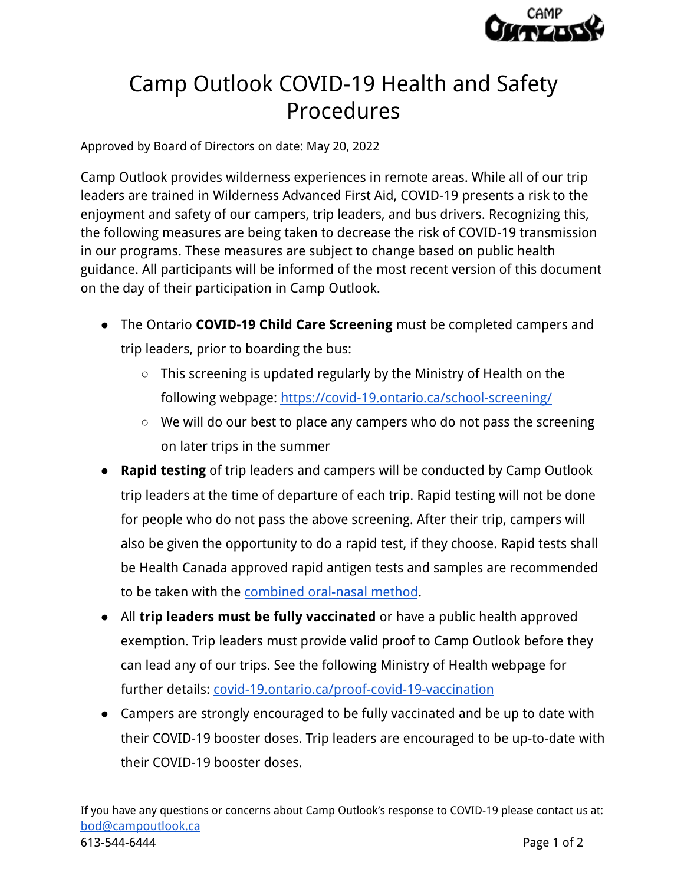# Camp Outlook COVID-19 Health and Safety Procedures

Approved by Board of Directors on date: May 20, 2022

Camp Outlook provides wilderness experiences in remote areas. While all of our trip leaders are trained in Wilderness Advanced First Aid, COVID-19 presents a risk to the enjoyment and safety of our campers, trip leaders, and bus drivers. Recognizing this, the following measures are being taken to decrease the risk of COVID-19 transmission in our programs. These measures are subject to change based on public health guidance. All participants will be informed of the most recent version of this document on the day of their participation in Camp Outlook.

- The Ontario **COVID-19 Child Care Screening** must be completed campers and trip leaders, prior to boarding the bus:
  - This screening is updated regularly by the Ministry of Health on the following webpage: https://covid-19.ontario.ca/school-screening/
  - We will do our best to place any campers who do not pass the screening on later trips in the summer
- **Rapid testing** of trip leaders and campers will be conducted by Camp Outlook trip leaders at the time of departure of each trip. Rapid testing will not be done for people who do not pass the above screening. After their trip, campers will also be given the opportunity to do a rapid test, if they choose. Rapid tests shall be Health Canada approved rapid antigen tests and samples are recommended to be taken with the combined oral-nasal method.
- All **trip leaders must be fully vaccinated** or have a public health approved exemption. Trip leaders must provide valid proof to Camp Outlook before they can lead any of our trips. See the following Ministry of Health webpage for further details: covid-19.ontario.ca/proof-covid-19-vaccination
- Campers are strongly encouraged to be fully vaccinated and be up to date with their COVID-19 booster doses. Trip leaders are encouraged to be up-to-date with their COVID-19 booster doses.

If you have any questions or concerns about Camp Outlook's response to COVID-19 please contact us at: bod@campoutlook.ca
613-544-6444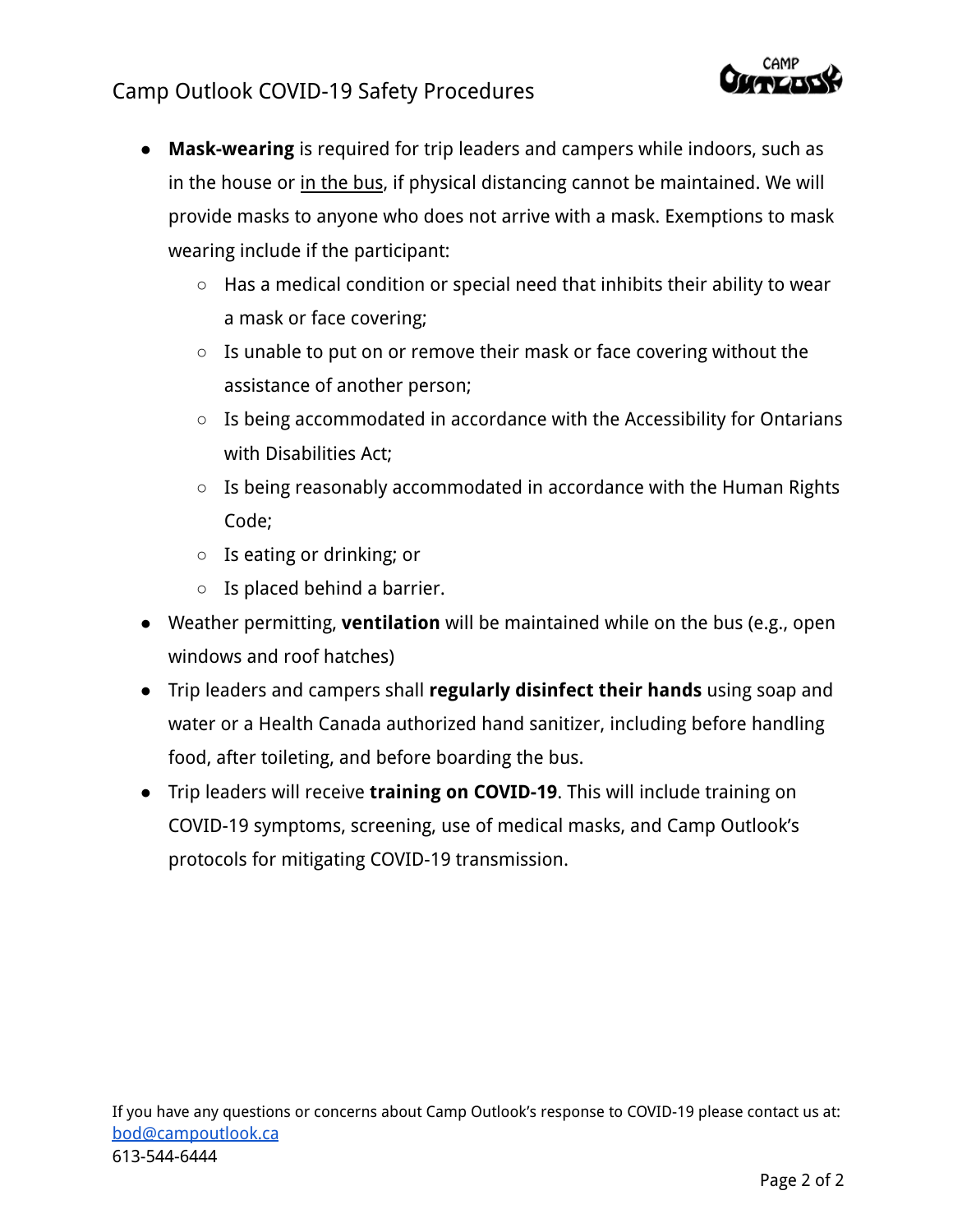- **Mask-wearing** is required for trip leaders and campers while indoors, such as in the house or in the bus, if physical distancing cannot be maintained. We will provide masks to anyone who does not arrive with a mask. Exemptions to mask wearing include if the participant:
  - Has a medical condition or special need that inhibits their ability to wear a mask or face covering;
  - Is unable to put on or remove their mask or face covering without the assistance of another person;
  - Is being accommodated in accordance with the Accessibility for Ontarians with Disabilities Act;
  - Is being reasonably accommodated in accordance with the Human Rights Code;
  - Is eating or drinking; or
  - Is placed behind a barrier.
- Weather permitting, **ventilation** will be maintained while on the bus (e.g., open windows and roof hatches)
- Trip leaders and campers shall **regularly disinfect their hands** using soap and water or a Health Canada authorized hand sanitizer, including before handling food, after toileting, and before boarding the bus.
- Trip leaders will receive **training on COVID-19**. This will include training on COVID-19 symptoms, screening, use of medical masks, and Camp Outlook's protocols for mitigating COVID-19 transmission.

If you have any questions or concerns about Camp Outlook's response to COVID-19 please contact us at:
bod@campoutlook.ca
613-544-6444